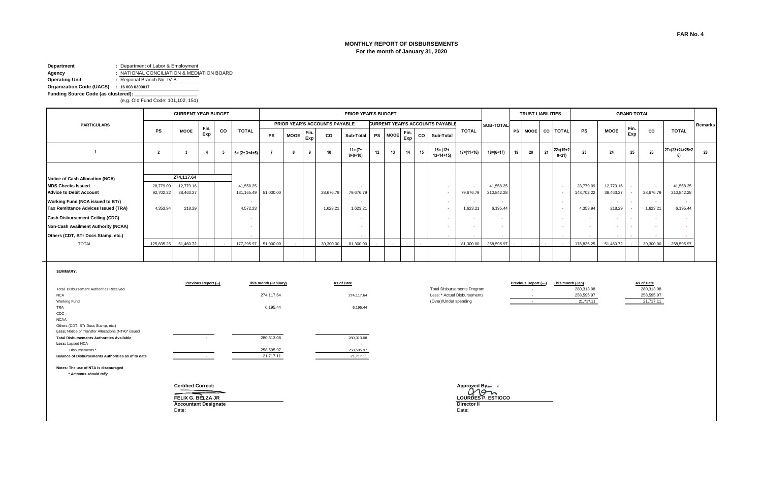FAR No. 4

# MONTHLY REPORT OF DISBURSEMENTS
## For the month of January 31, 2020

**Department** : Department of Labor & Employment
**Agency** : NATIONAL CONCILIATION & MEDIATION BOARD
**Operating Unit** : Regional Branch No. IV-B
**Organization Code (UACS)** : 16 003 0300017
**Funding Source Code (as clustered):** ____________
(e.g. Old Fund Code: 101,102, 151)

| PARTICULARS | CURRENT YEAR BUDGET | | | | | PRIOR YEAR'S BUDGET | | | | | | | | | | | | TRUST LIABILITIES | | | | GRAND TOTAL | | | | | Remarks |
|---|---|---|---|---|---|---|---|---|---|---|---|---|---|---|---|---|---|---|---|---|---|---|---|---|---|---|---|
| | | | | | | PRIOR YEAR'S ACCOUNTS PAYABLE | | | | | CURRENT YEAR'S ACCOUNTS PAYABLE | | | | | TOTAL | SUB-TOTAL | | | | | | | | | | |
| | PS | MOOE | Fin. Exp | CO | TOTAL | PS | MOOE | Fin. Exp | CO | Sub-Total | PS | MOOE | Fin. Exp | CO | Sub-Total | | | PS | MOOE | CO | TOTAL | PS | MOOE | Fin. Exp | CO | TOTAL | |
| 1 | 2 | 3 | 4 | 5 | 6= (2+ 3+4+5) | 7 | 8 | 9 | 10 | 11= (7+ 8+9+10) | 12 | 13 | 14 | 15 | 16= (12+ 13+14+15) | 17=(11+16) | 18=(6+17) | 19 | 20 | 21 | 22=(19+20+21) | 23 | 24 | 25 | 26 | 27=(23+24+25+26) | 28 |
| Notice of Cash Allocation (NCA) | | 274,117.64 | | | | | | | | | | | | | | | | | | | | | | | | | |
| MDS Checks Issued | 28,779.09 | 12,779.16 | | | 41,558.25 | | | | | - | | | | | - | - | 41,558.25 | | | | - | 28,779.09 | 12,779.16 | - | - | 41,558.25 | |
| Advice to Debit Account | 92,702.22 | 38,463.27 | | | 131,165.49 | 51,000.00 | | | 28,676.79 | 79,676.79 | | | | | - | 79,676.79 | 210,842.28 | | | | - | 143,702.22 | 38,463.27 | - | 28,676.79 | 210,842.28 | |
| Working Fund (NCA issued to BTr) | | | | | - | | | | | - | | | | | - | - | - | | | | - | - | - | - | - | - | |
| Tax Remittance Advices Issued (TRA) | 4,353.94 | 218.29 | | | 4,572.23 | | | | 1,623.21 | 1,623.21 | | | | | - | 1,623.21 | 6,195.44 | | | | - | 4,353.94 | 218.29 | - | 1,623.21 | 6,195.44 | |
| Cash Disbursement Ceiling (CDC) | | | | | - | | | | | - | | | | | - | - | - | | | | - | - | - | - | - | - | |
| Non-Cash Availment Authority (NCAA) | | | | | - | | | | | - | | | | | - | - | - | | | | - | - | - | - | - | - | |
| Others (CDT, BTr Docs Stamp, etc.) | | | | | - | | | | | - | | | | | - | - | - | | | | - | - | - | - | - | - | |
| TOTAL | 125,835.25 | 51,460.72 | - | - | 177,295.97 | 51,000.00 | - | | 30,300.00 | 81,300.00 | - | - | - | - | - | 81,300.00 | 258,595.97 | - | - | - | - | 176,835.25 | 51,460.72 | - | 30,300.00 | 258,595.97 | |

**SUMMARY:**

| | Previous Report (--) | This month (January) | As of Date |
|---|---|---|---|
| Total Disbursement Authorities Received | | | |
| NCA | | 274,117.64 | 274,117.64 |
| Working Fund | | | |
| TRA | | 6,195.44 | 6,195.44 |
| CDC | | | |
| NCAA | | | |
| Others (CDT, BTr Docs Stamp, etc.) | | | |
| Less: Notice of Transfer Allocations (NTA)* issued | | | |
| **Total Disbursements Authorities Available** | - | 280,313.08 | 280,313.08 |
| **Less:** Lapsed NCA | | | - |
| Disbursements * | | 258,595.97 | 258,595.97 |
| **Balance of Disbursements Authorities as of to date** | - | 21,717.11 | 21,717.11 |

| | Previous Report (---) | This month (Jan) | As of Date |
|---|---|---|---|
| Total Disbursements Program | - | 280,313.08 | 280,313.08 |
| Less: * Actual Disbursements | - | 258,595.97 | 258,595.97 |
| (Over)/Under spending | - | 21,717.11 | 21,717.11 |

**Notes: The use of NTA is discouraged**
***Amounts should tally***

**Certified Correct:**

**FELIX G. BELZA JR**
**Accountant Designate**
Date:

**Approved By:**

**LOURDES P. ESTIOCO**
**Director II**
Date: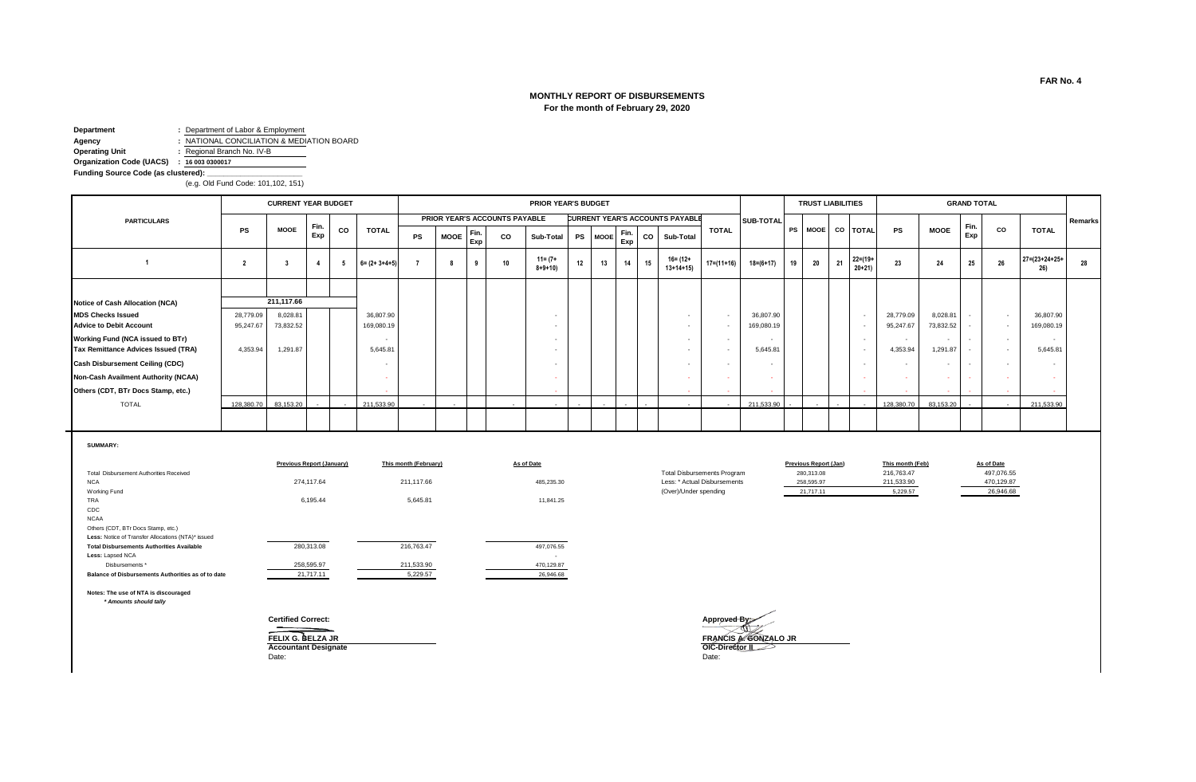FAR No. 4

# MONTHLY REPORT OF DISBURSEMENTS
## For the month of February 29, 2020

**Department** : Department of Labor & Employment
**Agency** : NATIONAL CONCILIATION & MEDIATION BOARD
**Operating Unit** : Regional Branch No. IV-B
**Organization Code (UACS)** : 16 003 0300017
**Funding Source Code (as clustered):** ______________________
(e.g. Old Fund Code: 101,102, 151)

| PARTICULARS | CURRENT YEAR BUDGET | | | | | PRIOR YEAR'S BUDGET | | | | | | | | | | | SUB-TOTAL | TRUST LIABILITIES | | | | GRAND TOTAL | | | | | Remarks |
|---|---|---|---|---|---|---|---|---|---|---|---|---|---|---|---|---|---|---|---|---|---|---|---|---|---|---|---|
| | | | | | | PRIOR YEAR'S ACCOUNTS PAYABLE | | | | | CURRENT YEAR'S ACCOUNTS PAYABLE | | | | | TOTAL | | | | | | | | | | | |
| | PS | MOOE | Fin. Exp | CO | TOTAL | PS | MOOE | Fin. Exp | CO | Sub-Total | PS | MOOE | Fin. Exp | CO | Sub-Total | | | PS | MOOE | CO | TOTAL | PS | MOOE | Fin. Exp | CO | TOTAL | |
| 1 | 2 | 3 | 4 | 5 | 6= (2+ 3+4+5) | 7 | 8 | 9 | 10 | 11= (7+ 8+9+10) | 12 | 13 | 14 | 15 | 16= (12+ 13+14+15) | 17=(11+16) | 18=(6+17) | 19 | 20 | 21 | 22=(19+ 20+21) | 23 | 24 | 25 | 26 | 27=(23+24+25+ 26) | 28 |
| Notice of Cash Allocation (NCA) | | 211,117.66 | | | | | | | | | | | | | | | | | | | | | | | | | |
| MDS Checks Issued | 28,779.09 | 8,028.81 | | | 36,807.90 | | | | | - | | | | | - | - | 36,807.90 | | | | - | 28,779.09 | 8,028.81 | - | - | 36,807.90 | |
| Advice to Debit Account | 95,247.67 | 73,832.52 | | | 169,080.19 | | | | | - | | | | | - | - | 169,080.19 | | | | - | 95,247.67 | 73,832.52 | - | - | 169,080.19 | |
| Working Fund (NCA issued to BTr) | | | | | - | | | | | - | | | | | - | - | - | | | | - | - | - | - | - | - | |
| Tax Remittance Advices Issued (TRA) | 4,353.94 | 1,291.87 | | | 5,645.81 | | | | | - | | | | | - | - | 5,645.81 | | | | - | 4,353.94 | 1,291.87 | - | - | 5,645.81 | |
| Cash Disbursement Ceiling (CDC) | | | | | - | | | | | - | | | | | - | - | - | | | | - | - | - | - | - | - | |
| Non-Cash Availment Authority (NCAA) | | | | | - | | | | | - | | | | | - | - | - | | | | - | - | - | - | - | - | |
| Others (CDT, BTr Docs Stamp, etc.) | | | | | - | | | | | - | | | | | - | - | - | | | | - | - | - | - | - | - | |
| TOTAL | 128,380.70 | 83,153.20 | - | - | 211,533.90 | - | - | | - | - | - | - | - | - | - | - | 211,533.90 | - | - | - | - | 128,380.70 | 83,153.20 | - | - | 211,533.90 | |

**SUMMARY:**

| | Previous Report (January) | This month (February) | As of Date |
|---|---|---|---|
| Total Disbursement Authorities Received | | | |
| NCA | 274,117.64 | 211,117.66 | 485,235.30 |
| Working Fund | | | |
| TRA | 6,195.44 | 5,645.81 | 11,841.25 |
| CDC | | | |
| NCAA | | | |
| Others (CDT, BTr Docs Stamp, etc.) | | | |
| Less: Notice of Transfer Allocations (NTA)* issued | | | |
| **Total Disbursements Authorities Available** | 280,313.08 | 216,763.47 | 497,076.55 |
| **Less:** Lapsed NCA | | | - |
| Disbursements * | 258,595.97 | 211,533.90 | 470,129.87 |
| **Balance of Disbursements Authorities as of to date** | 21,717.11 | 5,229.57 | 26,946.68 |

| | Previous Report (Jan) | This month (Feb) | As of Date |
|---|---|---|---|
| Total Disbursements Program | 280,313.08 | 216,763.47 | 497,076.55 |
| Less: * Actual Disbursements | 258,595.97 | 211,533.90 | 470,129.87 |
| (Over)/Under spending | 21,717.11 | 5,229.57 | 26,946.68 |

**Notes: The use of NTA is discouraged**
*\* Amounts should tally*

**Certified Correct:**

**FELIX G. BELZA JR**
**Accountant Designate**
Date:

**Approved By:**

**FRANCIS A. GONZALO JR**
**OIC-Director II**
Date: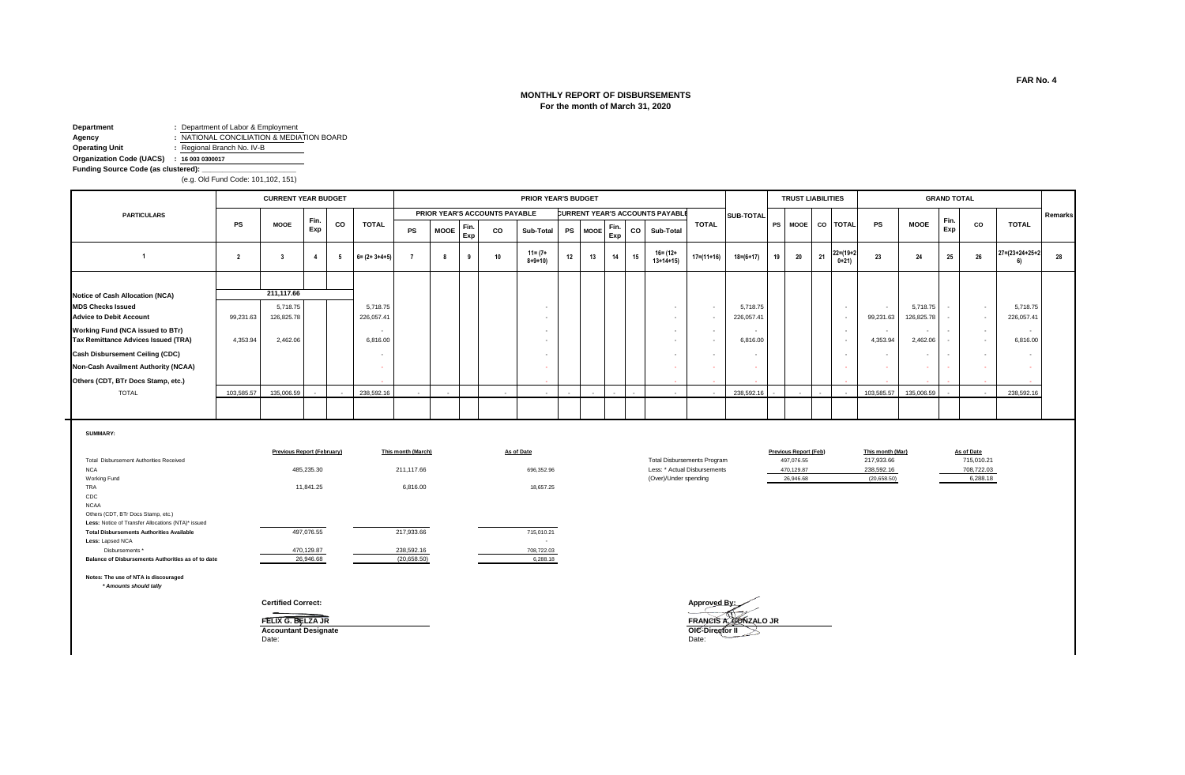FAR No. 4

# MONTHLY REPORT OF DISBURSEMENTS
## For the month of March 31, 2020

**Department** : Department of Labor & Employment
**Agency** : NATIONAL CONCILIATION & MEDIATION BOARD
**Operating Unit** : Regional Branch No. IV-B
**Organization Code (UACS)** : 16 003 0300017
**Funding Source Code (as clustered):** ____________
(e.g. Old Fund Code: 101,102, 151)

| PARTICULARS | CURRENT YEAR BUDGET | | | | | PRIOR YEAR'S BUDGET | | | | | | | | | | | | TRUST LIABILITIES | | | | GRAND TOTAL | | | | | Remarks |
|---|---|---|---|---|---|---|---|---|---|---|---|---|---|---|---|---|---|---|---|---|---|---|---|---|---|---|---|
| | | | | | | PRIOR YEAR'S ACCOUNTS PAYABLE | | | | | CURRENT YEAR'S ACCOUNTS PAYABLE | | | | | | | | | | | | | | | | |
| | PS | MOOE | Fin. Exp | CO | TOTAL | PS | MOOE | Fin. Exp | CO | Sub-Total | PS | MOOE | Fin. Exp | CO | Sub-Total | TOTAL | SUB-TOTAL | PS | MOOE | CO | TOTAL | PS | MOOE | Fin. Exp | CO | TOTAL | |
| 1 | 2 | 3 | 4 | 5 | 6= (2+ 3+4+5) | 7 | 8 | 9 | 10 | 11= (7+ 8+9+10) | 12 | 13 | 14 | 15 | 16= (12+ 13+14+15) | 17=(11+16) | 18=(6+17) | 19 | 20 | 21 | 22=(19+20+21) | 23 | 24 | 25 | 26 | 27=(23+24+25+26) | 28 |
| Notice of Cash Allocation (NCA) | | 211,117.66 | | | | | | | | | | | | | | | | | | | | | | | | | |
| MDS Checks Issued | | 5,718.75 | | | 5,718.75 | | | | | - | | | | | - | - | 5,718.75 | | | | - | - | 5,718.75 | - | - | 5,718.75 | |
| Advice to Debit Account | 99,231.63 | 126,825.78 | | | 226,057.41 | | | | | - | | | | | - | - | 226,057.41 | | | | - | 99,231.63 | 126,825.78 | - | - | 226,057.41 | |
| Working Fund (NCA issued to BTr) | | | | | - | | | | | - | | | | | - | - | - | | | | - | - | - | - | - | - | |
| Tax Remittance Advices Issued (TRA) | 4,353.94 | 2,462.06 | | | 6,816.00 | | | | | - | | | | | - | - | 6,816.00 | | | | - | 4,353.94 | 2,462.06 | - | - | 6,816.00 | |
| Cash Disbursement Ceiling (CDC) | | | | | - | | | | | - | | | | | - | - | - | | | | - | - | - | - | - | - | |
| Non-Cash Availment Authority (NCAA) | | | | | - | | | | | - | | | | | - | - | - | | | | - | - | - | - | - | - | |
| Others (CDT, BTr Docs Stamp, etc.) | | | | | - | | | | | - | | | | | - | - | - | | | | - | - | - | - | - | - | |
| TOTAL | 103,585.57 | 135,006.59 | - | - | 238,592.16 | - | - | | - | - | - | - | - | - | - | - | 238,592.16 | - | - | - | - | 103,585.57 | 135,006.59 | - | - | 238,592.16 | |

**SUMMARY:**

| | Previous Report (February) | This month (March) | As of Date |
|---|---|---|---|
| Total Disbursement Authorities Received | | | |
| NCA | 485,235.30 | 211,117.66 | 696,352.96 |
| Working Fund | | | |
| TRA | 11,841.25 | 6,816.00 | 18,657.25 |
| CDC | | | |
| NCAA | | | |
| Others (CDT, BTr Docs Stamp, etc.) | | | |
| Less: Notice of Transfer Allocations (NTA)* issued | | | |
| Total Disbursements Authorities Available | 497,076.55 | 217,933.66 | 715,010.21 |
| Less: Lapsed NCA | | | - |
| Disbursements * | 470,129.87 | 238,592.16 | 708,722.03 |
| Balance of Disbursements Authorities as of to date | 26,946.68 | (20,658.50) | 6,288.18 |

| | Previous Report (Feb) | This month (Mar) | As of Date |
|---|---|---|---|
| Total Disbursements Program | 497,076.55 | 217,933.66 | 715,010.21 |
| Less: * Actual Disbursements | 470,129.87 | 238,592.16 | 708,722.03 |
| (Over)/Under spending | 26,946.68 | (20,658.50) | 6,288.18 |

**Notes: The use of NTA is discouraged**
*\* Amounts should tally*

**Certified Correct:**

**FELIX G. BELZA JR**
**Accountant Designate**
Date:

**Approved By:**

**FRANCIS A. GONZALO JR**
**OIC-Director II**
Date: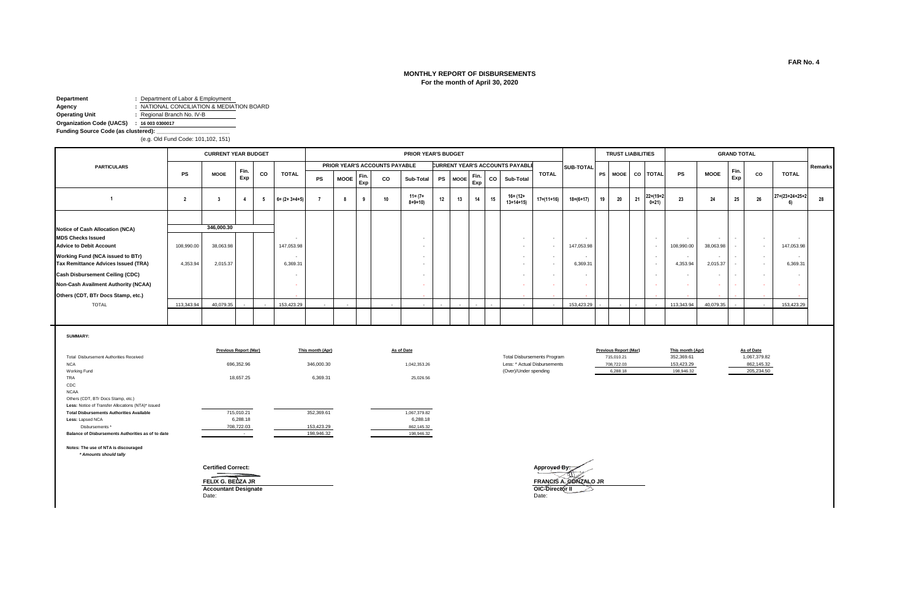FAR No. 4

## MONTHLY REPORT OF DISBURSEMENTS
**For the month of April 30, 2020**

**Department** : Department of Labor & Employment
**Agency** : NATIONAL CONCILIATION & MEDIATION BOARD
**Operating Unit** : Regional Branch No. IV-B
**Organization Code (UACS)** : 16 003 0300017
**Funding Source Code (as clustered):** ____________
(e.g. Old Fund Code: 101,102, 151)

| PARTICULARS | CURRENT YEAR BUDGET | | | | | PRIOR YEAR'S BUDGET | | | | | | | | | | | | SUB-TOTAL | TRUST LIABILITIES | | | | GRAND TOTAL | | | | | Remarks |
|---|---|---|---|---|---|---|---|---|---|---|---|---|---|---|---|---|---|---|---|---|---|---|---|---|---|---|---|---|
| | | | | | | PRIOR YEAR'S ACCOUNTS PAYABLE | | | | | CURRENT YEAR'S ACCOUNTS PAYABLE | | | | | TOTAL | | | | | | | | | | | | |
| | PS | MOOE | Fin. Exp | CO | TOTAL | PS | MOOE | Fin. Exp | CO | Sub-Total | PS | MOOE | Fin. Exp | CO | Sub-Total | | | | PS | MOOE | CO | TOTAL | PS | MOOE | Fin. Exp | CO | TOTAL | |
| 1 | 2 | 3 | 4 | 5 | 6= (2+ 3+4+5) | 7 | 8 | 9 | 10 | 11= (7+ 8+9+10) | 12 | 13 | 14 | 15 | 16= (12+ 13+14+15) | 17=(11+16) | | 18=(6+17) | 19 | 20 | 21 | 22=(19+20+21) | 23 | 24 | 25 | 26 | 27=(23+24+25+26) | 28 |
| Notice of Cash Allocation (NCA) | | 346,000.30 | | | | | | | | | | | | | | | | | | | | | | | | | | |
| MDS Checks Issued | | | | | - | | | | | - | | | | | - | - | | - | | | | - | - | - | - | - | - | |
| Advice to Debit Account | 108,990.00 | 38,063.98 | | | 147,053.98 | | | | | - | | | | | - | - | | 147,053.98 | | | | - | 108,990.00 | 38,063.98 | - | - | 147,053.98 | |
| Working Fund (NCA issued to BTr) | | | | | - | | | | | - | | | | | - | - | | - | | | | - | - | - | - | - | - | |
| Tax Remittance Advices Issued (TRA) | 4,353.94 | 2,015.37 | | | 6,369.31 | | | | | - | | | | | - | - | | 6,369.31 | | | | - | 4,353.94 | 2,015.37 | - | - | 6,369.31 | |
| Cash Disbursement Ceiling (CDC) | | | | | - | | | | | - | | | | | - | - | | - | | | | - | - | - | - | - | - | |
| Non-Cash Availment Authority (NCAA) | | | | | - | | | | | - | | | | | - | - | | - | | | | - | - | - | - | - | - | |
| Others (CDT, BTr Docs Stamp, etc.) | | | | | - | | | | | - | | | | | - | - | | - | | | | - | - | - | - | - | - | |
| TOTAL | 113,343.94 | 40,079.35 | - | - | 153,423.29 | - | - | | - | - | - | - | - | - | - | - | | 153,423.29 | - | - | - | - | 113,343.94 | 40,079.35 | - | - | 153,423.29 | |

**SUMMARY:**

| | Previous Report (Mar) | This month (Apr) | As of Date |
|---|---|---|---|
| Total Disbursement Authorities Received | | | |
| NCA | 696,352.96 | 346,000.30 | 1,042,353.26 |
| Working Fund | | | |
| TRA | 18,657.25 | 6,369.31 | 25,026.56 |
| CDC | | | |
| NCAA | | | |
| Others (CDT, BTr Docs Stamp, etc.) | | | |
| **Less:** Notice of Transfer Allocations (NTA)* issued | | | |
| **Total Disbursements Authorities Available** | 715,010.21 | 352,369.61 | 1,067,379.82 |
| **Less:** Lapsed NCA | 6,288.18 | | 6,288.18 |
| Disbursements * | 708,722.03 | 153,423.29 | 862,145.32 |
| **Balance of Disbursements Authorities as of to date** | - | 198,946.32 | 198,946.32 |

| | Previous Report (Mar) | This month (Apr) | As of Date |
|---|---|---|---|
| Total Disbursements Program | 715,010.21 | 352,369.61 | 1,067,379.82 |
| Less: * Actual Disbursements | 708,722.03 | 153,423.29 | 862,145.32 |
| (Over)/Under spending | 6,288.18 | 198,946.32 | 205,234.50 |

**Notes: The use of NTA is discouraged**
*** Amounts should tally**

**Certified Correct:**

**FELIX G. BELZA JR**
**Accountant Designate**
Date:

**Approved By:**

**FRANCIS A. GONZALO JR**
**OIC-Director II**
Date: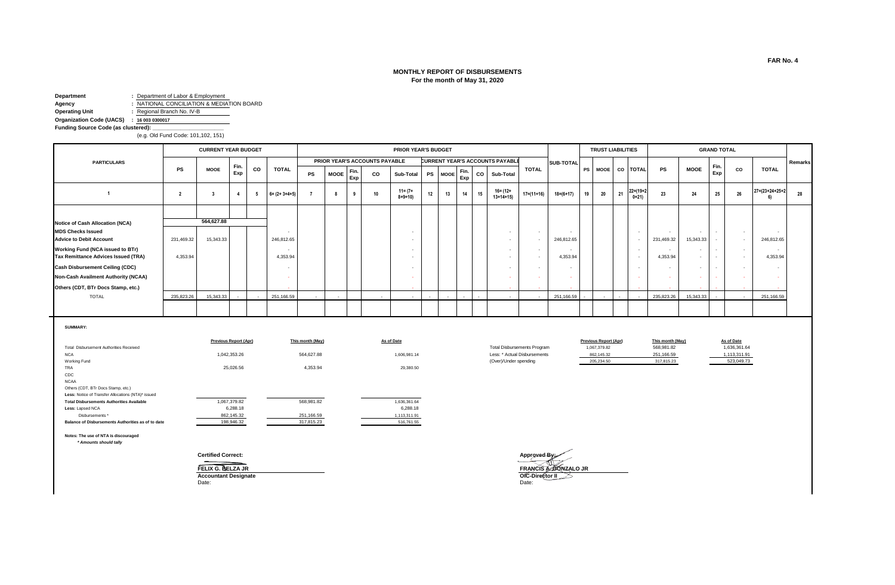FAR No. 4

# MONTHLY REPORT OF DISBURSEMENTS
## For the month of May 31, 2020

**Department** : Department of Labor & Employment
**Agency** : NATIONAL CONCILIATION & MEDIATION BOARD
**Operating Unit** : Regional Branch No. IV-B
**Organization Code (UACS)** : 16 003 0300017
**Funding Source Code (as clustered):** ____________________
(e.g. Old Fund Code: 101,102, 151)

| PARTICULARS | CURRENT YEAR BUDGET | | | | | PRIOR YEAR'S BUDGET | | | | | | | | | | | SUB-TOTAL | TRUST LIABILITIES | | | | GRAND TOTAL | | | | | Remarks |
|---|---|---|---|---|---|---|---|---|---|---|---|---|---|---|---|---|---|---|---|---|---|---|---|---|---|---|---|
| | | | | | | PRIOR YEAR'S ACCOUNTS PAYABLE | | | | | CURRENT YEAR'S ACCOUNTS PAYABLE | | | | | TOTAL | | | | | | | | | | | |
| | PS | MOOE | Fin. Exp | CO | TOTAL | PS | MOOE | Fin. Exp | CO | Sub-Total | PS | MOOE | Fin. Exp | CO | Sub-Total | | | PS | MOOE | CO | TOTAL | PS | MOOE | Fin. Exp | CO | TOTAL | |
| 1 | 2 | 3 | 4 | 5 | 6= (2+ 3+4+5) | 7 | 8 | 9 | 10 | 11= (7+ 8+9+10) | 12 | 13 | 14 | 15 | 16= (12+ 13+14+15) | 17=(11+16) | 18=(6+17) | 19 | 20 | 21 | 22=(19+20+21) | 23 | 24 | 25 | 26 | 27=(23+24+25+26) | 28 |
| Notice of Cash Allocation (NCA) | | 564,627.88 | | | | | | | | | | | | | | | | | | | | | | | | | |
| MDS Checks Issued | | | | | - | | | | | - | | | | | - | - | - | | | | - | - | - | - | - | - | |
| Advice to Debit Account | 231,469.32 | 15,343.33 | | | 246,812.65 | | | | | - | | | | | - | - | 246,812.65 | | | | - | 231,469.32 | 15,343.33 | - | - | 246,812.65 | |
| Working Fund (NCA issued to BTr) | | | | | - | | | | | - | | | | | - | - | - | | | | - | - | - | - | - | - | |
| Tax Remittance Advices Issued (TRA) | 4,353.94 | | | | 4,353.94 | | | | | - | | | | | - | - | 4,353.94 | | | | - | 4,353.94 | - | - | - | 4,353.94 | |
| Cash Disbursement Ceiling (CDC) | | | | | - | | | | | - | | | | | - | - | - | | | | - | - | - | - | - | - | |
| Non-Cash Availment Authority (NCAA) | | | | | - | | | | | - | | | | | - | - | - | | | | - | - | - | - | - | - | |
| Others (CDT, BTr Docs Stamp, etc.) | | | | | - | | | | | - | | | | | - | - | - | | | | - | - | - | - | - | - | |
| TOTAL | 235,823.26 | 15,343.33 | - | - | 251,166.59 | - | - | | - | - | - | - | - | - | - | - | 251,166.59 | - | - | - | - | 235,823.26 | 15,343.33 | - | - | 251,166.59 | |

**SUMMARY:**

| | Previous Report (Apr) | This month (May) | As of Date |
|---|---|---|---|
| Total Disbursement Authorities Received | | | |
| NCA | 1,042,353.26 | 564,627.88 | 1,606,981.14 |
| Working Fund | | | |
| TRA | 25,026.56 | 4,353.94 | 29,380.50 |
| CDC | | | |
| NCAA | | | |
| Others (CDT, BTr Docs Stamp, etc.) | | | |
| Less: Notice of Transfer Allocations (NTA)* issued | | | |
| **Total Disbursements Authorities Available** | 1,067,379.82 | 568,981.82 | 1,636,361.64 |
| **Less:** Lapsed NCA | 6,288.18 | | 6,288.18 |
| Disbursements * | 862,145.32 | 251,166.59 | 1,113,311.91 |
| **Balance of Disbursements Authorities as of to date** | 198,946.32 | 317,815.23 | 516,761.55 |

| | Previous Report (Apr) | This month (May) | As of Date |
|---|---|---|---|
| Total Disbursements Program | 1,067,379.82 | 568,981.82 | 1,636,361.64 |
| Less: * Actual Disbursements | 862,145.32 | 251,166.59 | 1,113,311.91 |
| (Over)/Under spending | 205,234.50 | 317,815.23 | 523,049.73 |

**Notes: The use of NTA is discouraged**
*\* Amounts should tally*

**Certified Correct:**

**FELIX G. BELZA JR**
**Accountant Designate**
Date:

**Approved By:**

**FRANCIS A. GONZALO JR**
**OIC-Director II**
Date: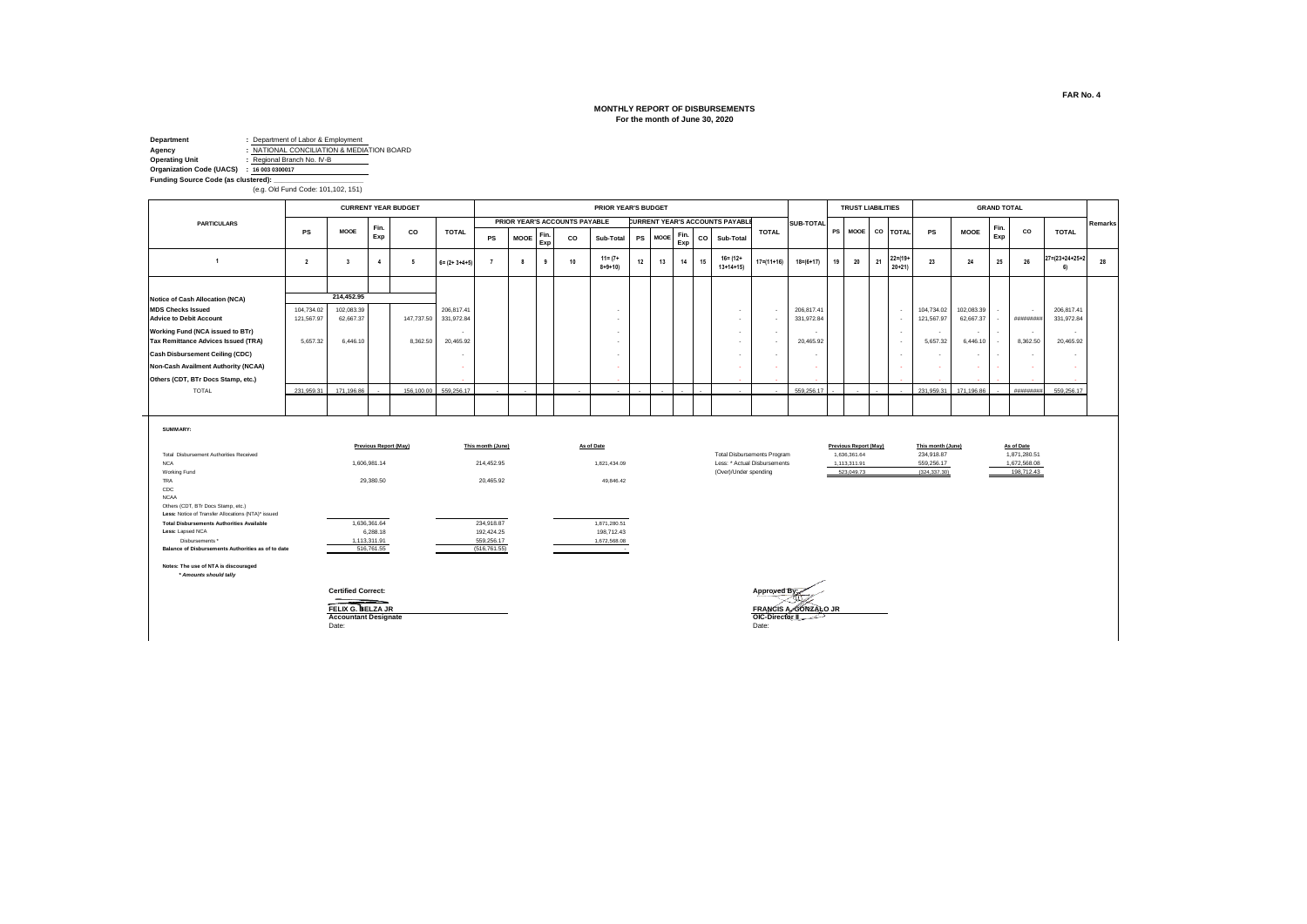FAR No. 4

# MONTHLY REPORT OF DISBURSEMENTS
**For the month of June 30, 2020**

**Department** : Department of Labor & Employment
**Agency** : NATIONAL CONCILIATION & MEDIATION BOARD
**Operating Unit** : Regional Branch No. IV-B
**Organization Code (UACS)** : 16 003 0300017
**Funding Source Code (as clustered):**
(e.g. Old Fund Code: 101,102, 151)

| PARTICULARS | CURRENT YEAR BUDGET | | | | | PRIOR YEAR'S BUDGET | | | | | | | | | | | | SUB-TOTAL | TRUST LIABILITIES | | | | GRAND TOTAL | | | | | Remarks |
|---|---|---|---|---|---|---|---|---|---|---|---|---|---|---|---|---|---|---|---|---|---|---|---|---|---|---|---|---|
| | | | | | | PRIOR YEAR'S ACCOUNTS PAYABLE | | | | | CURRENT YEAR'S ACCOUNTS PAYABLE | | | | | | | | | | | | | | | | | |
| | PS | MOOE | Fin. Exp | CO | TOTAL | PS | MOOE | Fin. Exp | CO | Sub-Total | PS | MOOE | Fin. Exp | CO | Sub-Total | TOTAL | | | PS | MOOE | CO | TOTAL | PS | MOOE | Fin. Exp | CO | TOTAL | |
| 1 | 2 | 3 | 4 | 5 | 6= (2+ 3+4+5) | 7 | 8 | 9 | 10 | 11= (7+ 8+9+10) | 12 | 13 | 14 | 15 | 16= (12+ 13+14+15) | 17=(11+16) | 18=(6+17) | | 19 | 20 | 21 | 22=(19+ 20+21) | 23 | 24 | 25 | 26 | 27=(23+24+25+26) | 28 |
| Notice of Cash Allocation (NCA) | | 214,452.95 | | | | | | | | | | | | | | | | | | | | | | | | | | |
| MDS Checks Issued | 104,734.02 | 102,083.39 | | | 206,817.41 | | | | | - | | | | | - | - | 206,817.41 | | | | | - | 104,734.02 | 102,083.39 | - | - | 206,817.41 | |
| Advice to Debit Account | 121,567.97 | 62,667.37 | | 147,737.50 | 331,972.84 | | | | | - | | | | | - | - | 331,972.84 | | | | | - | 121,567.97 | 62,667.37 | - | ######## | 331,972.84 | |
| Working Fund (NCA issued to BTr) | | | | | - | | | | | - | | | | | - | - | - | | | | | - | - | - | - | - | - | |
| Tax Remittance Advices Issued (TRA) | 5,657.32 | 6,446.10 | | 8,362.50 | 20,465.92 | | | | | - | | | | | - | - | 20,465.92 | | | | | - | 5,657.32 | 6,446.10 | - | 8,362.50 | 20,465.92 | |
| Cash Disbursement Ceiling (CDC) | | | | | - | | | | | - | | | | | - | - | - | | | | | - | - | - | - | - | - | |
| Non-Cash Availment Authority (NCAA) | | | | | - | | | | | - | | | | | - | - | - | | | | | - | - | - | - | - | - | |
| Others (CDT, BTr Docs Stamp, etc.) | | | | | - | | | | | - | | | | | - | - | - | | | | | - | - | - | - | - | - | |
| TOTAL | 231,959.31 | 171,196.86 | - | 156,100.00 | 559,256.17 | - | - | | - | - | - | - | - | - | - | - | 559,256.17 | | - | - | - | - | 231,959.31 | 171,196.86 | - | ######## | 559,256.17 | |

**SUMMARY:**

| | Previous Report (May) | This month (June) | As of Date |
|---|---|---|---|
| Total Disbursement Authorities Received | | | |
| NCA | 1,606,981.14 | 214,452.95 | 1,821,434.09 |
| Working Fund | | | |
| TRA | 29,380.50 | 20,465.92 | 49,846.42 |
| CDC | | | |
| NCAA | | | |
| Others (CDT, BTr Docs Stamp, etc.) | | | |
| **Less:** Notice of Transfer Allocations (NTA)* issued | | | |
| **Total Disbursements Authorities Available** | 1,636,361.64 | 234,918.87 | 1,871,280.51 |
| **Less:** Lapsed NCA | 6,288.18 | 192,424.25 | 198,712.43 |
| Disbursements * | 1,113,311.91 | 559,256.17 | 1,672,568.08 |
| **Balance of Disbursements Authorities as of to date** | 516,761.55 | (516,761.55) | - |

| | Previous Report (May) | This month (June) | As of Date |
|---|---|---|---|
| Total Disbursements Program | 1,636,361.64 | 234,918.87 | 1,871,280.51 |
| Less: * Actual Disbursements | 1,113,311.91 | 559,256.17 | 1,672,568.08 |
| (Over)/Under spending | 523,049.73 | (324,337.30) | 198,712.43 |

**Notes: The use of NTA is discouraged**
*** Amounts should tally**

**Certified Correct:**

**FELIX G. BELZA JR**
**Accountant Designate**
Date:

**Approved By:**

**FRANCIS A. GONZALO JR**
**OIC-Director II**
Date: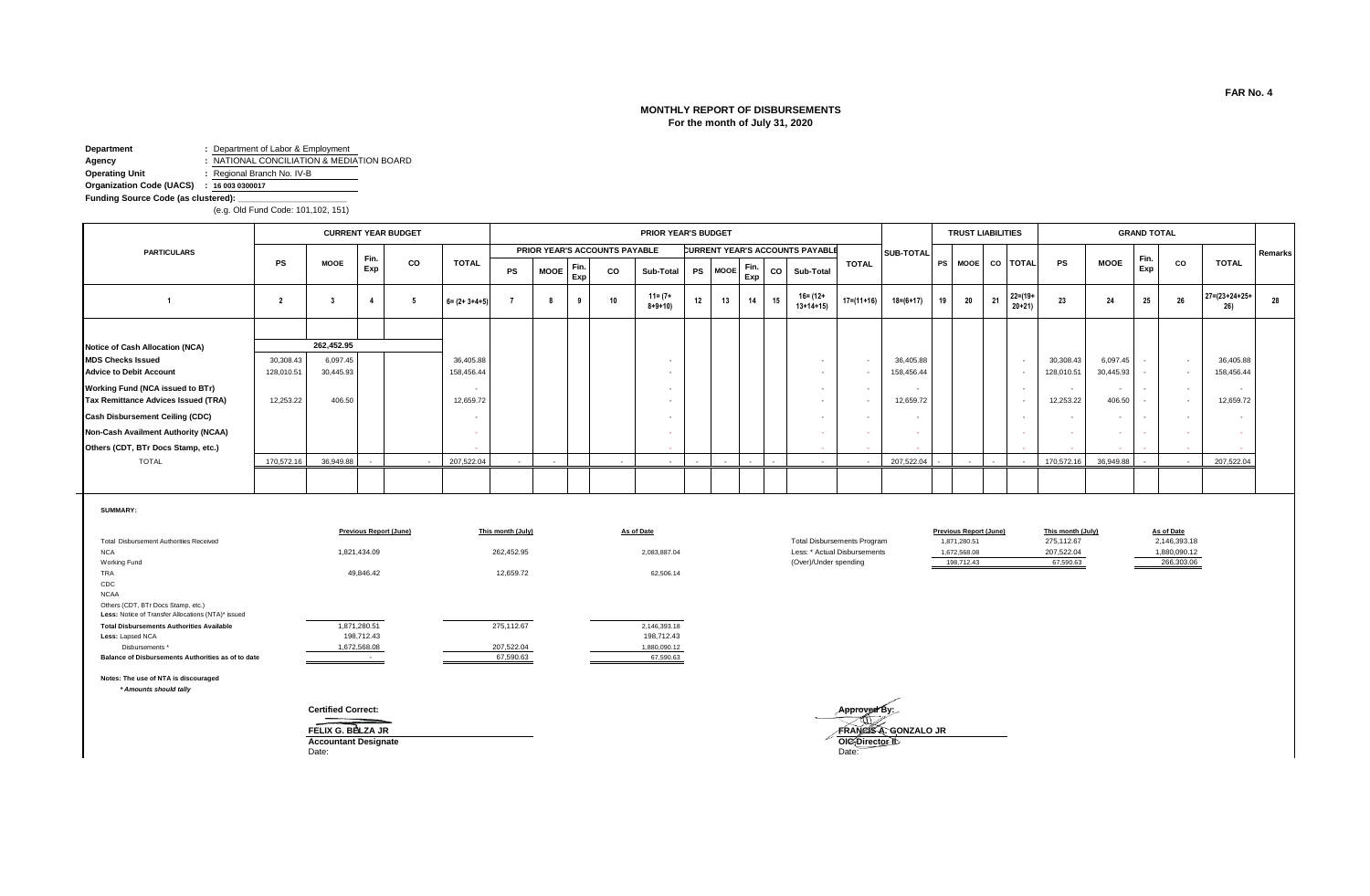FAR No. 4

# MONTHLY REPORT OF DISBURSEMENTS
## For the month of July 31, 2020

**Department** : Department of Labor & Employment
**Agency** : NATIONAL CONCILIATION & MEDIATION BOARD
**Operating Unit** : Regional Branch No. IV-B
**Organization Code (UACS)** : 16 003 0300017
**Funding Source Code (as clustered):** ____________________
(e.g. Old Fund Code: 101,102, 151)

| PARTICULARS | CURRENT YEAR BUDGET | | | | | PRIOR YEAR'S BUDGET | | | | | | | | | | | SUB-TOTAL | TRUST LIABILITIES | | | | GRAND TOTAL | | | | | Remarks |
|---|---|---|---|---|---|---|---|---|---|---|---|---|---|---|---|---|---|---|---|---|---|---|---|---|---|---|---|
| | | | | | | PRIOR YEAR'S ACCOUNTS PAYABLE | | | | | CURRENT YEAR'S ACCOUNTS PAYABLE | | | | | TOTAL | | | | | | | | | | | |
| | PS | MOOE | Fin. Exp | CO | TOTAL | PS | MOOE | Fin. Exp | CO | Sub-Total | PS | MOOE | Fin. Exp | CO | Sub-Total | | | PS | MOOE | CO | TOTAL | PS | MOOE | Fin. Exp | CO | TOTAL | |
| 1 | 2 | 3 | 4 | 5 | 6= (2+ 3+4+5) | 7 | 8 | 9 | 10 | 11= (7+ 8+9+10) | 12 | 13 | 14 | 15 | 16= (12+ 13+14+15) | 17=(11+16) | 18=(6+17) | 19 | 20 | 21 | 22=(19+ 20+21) | 23 | 24 | 25 | 26 | 27=(23+24+25+ 26) | 28 |
| Notice of Cash Allocation (NCA) | | 262,452.95 | | | | | | | | | | | | | | | | | | | | | | | | | |
| MDS Checks Issued | 30,308.43 | 6,097.45 | | | 36,405.88 | | | | | - | | | | | - | - | 36,405.88 | | | | - | 30,308.43 | 6,097.45 | - | - | 36,405.88 | |
| Advice to Debit Account | 128,010.51 | 30,445.93 | | | 158,456.44 | | | | | - | | | | | - | - | 158,456.44 | | | | - | 128,010.51 | 30,445.93 | - | - | 158,456.44 | |
| Working Fund (NCA issued to BTr) | | | | | - | | | | | - | | | | | - | - | - | | | | - | - | - | - | - | - | |
| Tax Remittance Advices Issued (TRA) | 12,253.22 | 406.50 | | | 12,659.72 | | | | | - | | | | | - | - | 12,659.72 | | | | - | 12,253.22 | 406.50 | - | - | 12,659.72 | |
| Cash Disbursement Ceiling (CDC) | | | | | - | | | | | - | | | | | - | - | - | | | | - | - | - | - | - | - | |
| Non-Cash Availment Authority (NCAA) | | | | | - | | | | | - | | | | | - | - | - | | | | - | - | - | - | - | - | |
| Others (CDT, BTr Docs Stamp, etc.) | | | | | - | | | | | - | | | | | - | - | - | | | | - | - | - | - | - | - | |
| TOTAL | 170,572.16 | 36,949.88 | - | - | 207,522.04 | - | - | | - | - | - | - | - | - | - | - | 207,522.04 | - | - | - | - | 170,572.16 | 36,949.88 | - | - | 207,522.04 | |

**SUMMARY:**

| | Previous Report (June) | This month (July) | As of Date |
|---|---|---|---|
| Total Disbursement Authorities Received | | | |
| NCA | 1,821,434.09 | 262,452.95 | 2,083,887.04 |
| Working Fund | | | |
| TRA | 49,846.42 | 12,659.72 | 62,506.14 |
| CDC | | | |
| NCAA | | | |
| Others (CDT, BTr Docs Stamp, etc.) | | | |
| Less: Notice of Transfer Allocations (NTA)* issued | | | |
| **Total Disbursements Authorities Available** | 1,871,280.51 | 275,112.67 | 2,146,393.18 |
| **Less:** Lapsed NCA | 198,712.43 | | 198,712.43 |
| Disbursements * | 1,672,568.08 | 207,522.04 | 1,880,090.12 |
| **Balance of Disbursements Authorities as of to date** | - | 67,590.63 | 67,590.63 |

| | Previous Report (June) | This month (July) | As of Date |
|---|---|---|---|
| Total Disbursements Program | 1,871,280.51 | 275,112.67 | 2,146,393.18 |
| Less: * Actual Disbursements | 1,672,568.08 | 207,522.04 | 1,880,090.12 |
| (Over)/Under spending | 198,712.43 | 67,590.63 | 266,303.06 |

**Notes: The use of NTA is discouraged**
*\* Amounts should tally*

**Certified Correct:**

**FELIX G. BELZA JR**
**Accountant Designate**
Date:

**Approved By:**

**FRANCIS A. GONZALO JR**
**OIC-Director II**
Date: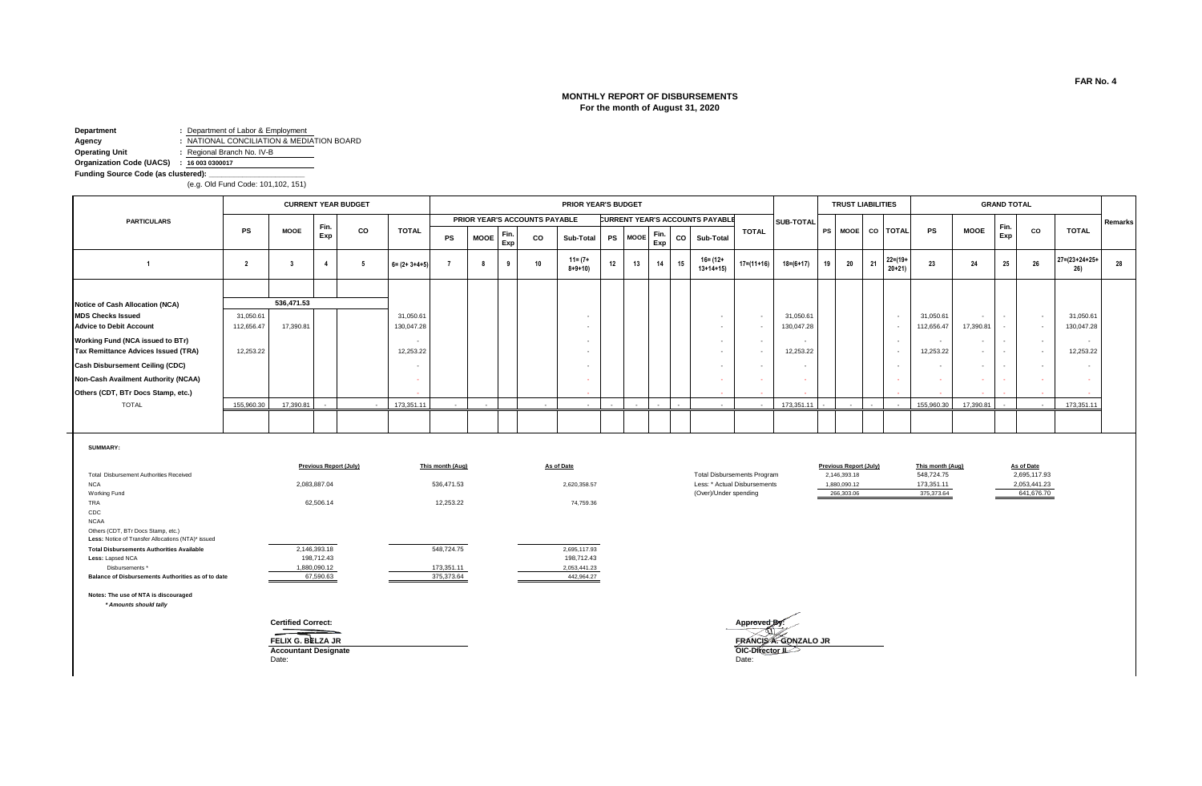**FAR No. 4**

**MONTHLY REPORT OF DISBURSEMENTS**
**For the month of August 31, 2020**

**Department** : Department of Labor & Employment
**Agency** : NATIONAL CONCILIATION & MEDIATION BOARD
**Operating Unit** : Regional Branch No. IV-B
**Organization Code (UACS)** : 16 003 0300017
**Funding Source Code (as clustered):** ____________________
(e.g. Old Fund Code: 101,102, 151)

| PARTICULARS | CURRENT YEAR BUDGET | | | | | PRIOR YEAR'S BUDGET | | | | | | | | | | | SUB-TOTAL | TRUST LIABILITIES | | | | GRAND TOTAL | | | | | Remarks |
|---|---|---|---|---|---|---|---|---|---|---|---|---|---|---|---|---|---|---|---|---|---|---|---|---|---|---|---|
| | | | | | | PRIOR YEAR'S ACCOUNTS PAYABLE | | | | | CURRENT YEAR'S ACCOUNTS PAYABLE | | | | | TOTAL | | | | | | | | | | | |
| | PS | MOOE | Fin. Exp | CO | TOTAL | PS | MOOE | Fin. Exp | CO | Sub-Total | PS | MOOE | Fin. Exp | CO | Sub-Total | | | PS | MOOE | CO | TOTAL | PS | MOOE | Fin. Exp | CO | TOTAL | |
| 1 | 2 | 3 | 4 | 5 | 6= (2+ 3+4+5) | 7 | 8 | 9 | 10 | 11= (7+ 8+9+10) | 12 | 13 | 14 | 15 | 16= (12+ 13+14+15) | 17=(11+16) | 18=(6+17) | 19 | 20 | 21 | 22=(19+ 20+21) | 23 | 24 | 25 | 26 | 27=(23+24+25+ 26) | 28 |
| **Notice of Cash Allocation (NCA)** | | 536,471.53 | | | | | | | | | | | | | | | | | | | | | | | | | |
| **MDS Checks Issued** | 31,050.61 | | | | 31,050.61 | | | | | - | | | | | - | - | 31,050.61 | | | | - | 31,050.61 | - | - | - | 31,050.61 | |
| **Advice to Debit Account** | 112,656.47 | 17,390.81 | | | 130,047.28 | | | | | - | | | | | - | - | 130,047.28 | | | | - | 112,656.47 | 17,390.81 | - | - | 130,047.28 | |
| **Working Fund (NCA issued to BTr)** | | | | | - | | | | | - | | | | | - | - | - | | | | - | - | - | - | - | - | |
| **Tax Remittance Advices Issued (TRA)** | 12,253.22 | | | | 12,253.22 | | | | | - | | | | | - | - | 12,253.22 | | | | - | 12,253.22 | - | - | - | 12,253.22 | |
| **Cash Disbursement Ceiling (CDC)** | | | | | - | | | | | - | | | | | - | - | - | | | | - | - | - | - | - | - | |
| **Non-Cash Availment Authority (NCAA)** | | | | | - | | | | | - | | | | | - | - | - | | | | - | - | - | - | - | - | |
| **Others (CDT, BTr Docs Stamp, etc.)** | | | | | - | | | | | - | | | | | - | - | - | | | | - | - | - | - | - | - | |
| TOTAL | 155,960.30 | 17,390.81 | - | - | 173,351.11 | - | - | | - | - | - | - | - | - | - | - | 173,351.11 | - | - | - | - | 155,960.30 | 17,390.81 | - | - | 173,351.11 | |

**SUMMARY:**

| | Previous Report (July) | This month (Aug) | As of Date |
|---|---|---|---|
| Total Disbursement Authorities Received | | | |
| NCA | 2,083,887.04 | 536,471.53 | 2,620,358.57 |
| Working Fund | | | |
| TRA | 62,506.14 | 12,253.22 | 74,759.36 |
| CDC | | | |
| NCAA | | | |
| Others (CDT, BTr Docs Stamp, etc.) | | | |
| Less: Notice of Transfer Allocations (NTA)* issued | | | |
| **Total Disbursements Authorities Available** | 2,146,393.18 | 548,724.75 | 2,695,117.93 |
| **Less:** Lapsed NCA | 198,712.43 | | 198,712.43 |
| Disbursements * | 1,880,090.12 | 173,351.11 | 2,053,441.23 |
| **Balance of Disbursements Authorities as of to date** | 67,590.63 | 375,373.64 | 442,964.27 |

| | Previous Report (July) | This month (Aug) | As of Date |
|---|---|---|---|
| Total Disbursements Program | 2,146,393.18 | 548,724.75 | 2,695,117.93 |
| Less: * Actual Disbursements | 1,880,090.12 | 173,351.11 | 2,053,441.23 |
| (Over)/Under spending | 266,303.06 | 375,373.64 | 641,676.70 |

**Notes: The use of NTA is discouraged**
*\* Amounts should tally*

**Certified Correct:**

**FELIX G. BELZA JR**
**Accountant Designate**
Date:

**Approved By:**

**FRANCIS A. GONZALO JR**
**OIC-Director II**
Date: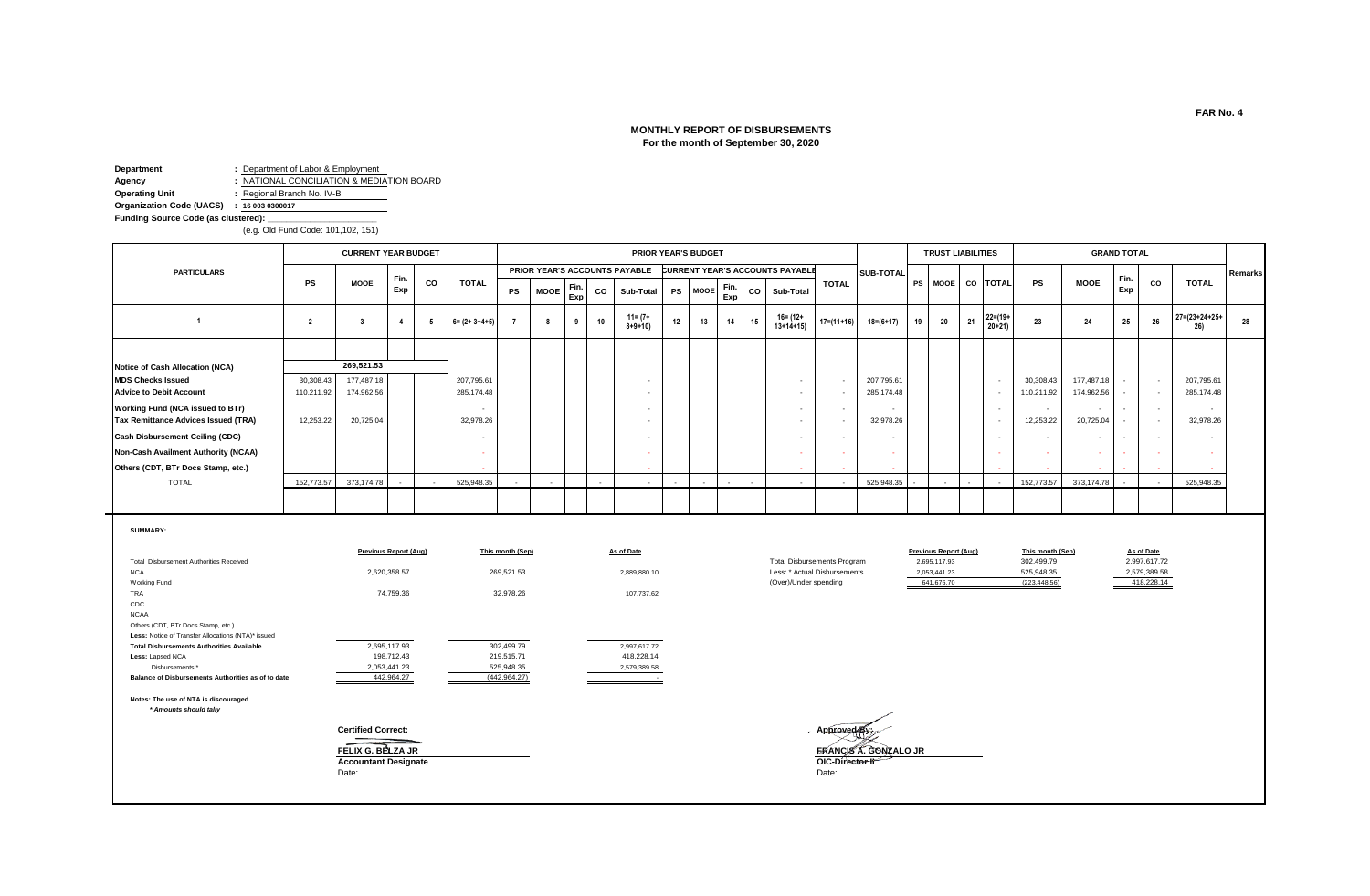FAR No. 4

# MONTHLY REPORT OF DISBURSEMENTS
## For the month of September 30, 2020

**Department** : Department of Labor & Employment
**Agency** : NATIONAL CONCILIATION & MEDIATION BOARD
**Operating Unit** : Regional Branch No. IV-B
**Organization Code (UACS)** : 16 003 0300017
**Funding Source Code (as clustered):**
(e.g. Old Fund Code: 101,102, 151)

| PARTICULARS | CURRENT YEAR BUDGET | | | | | PRIOR YEAR'S BUDGET | | | | | | | | | | | | TRUST LIABILITIES | | | | GRAND TOTAL | | | | | Remarks |
|---|---|---|---|---|---|---|---|---|---|---|---|---|---|---|---|---|---|---|---|---|---|---|---|---|---|---|---|
| | | | | | | PRIOR YEAR'S ACCOUNTS PAYABLE | | | | | CURRENT YEAR'S ACCOUNTS PAYABLE | | | | | | | | | | | | | | | | |
| | PS | MOOE | Fin. Exp | CO | TOTAL | PS | MOOE | Fin. Exp | CO | Sub-Total | PS | MOOE | Fin. Exp | CO | Sub-Total | TOTAL | SUB-TOTAL | PS | MOOE | CO | TOTAL | PS | MOOE | Fin. Exp | CO | TOTAL | |
| 1 | 2 | 3 | 4 | 5 | 6= (2+ 3+4+5) | 7 | 8 | 9 | 10 | 11= (7+ 8+9+10) | 12 | 13 | 14 | 15 | 16= (12+ 13+14+15) | 17=(11+16) | 18=(6+17) | 19 | 20 | 21 | 22=(19+ 20+21) | 23 | 24 | 25 | 26 | 27=(23+24+25+ 26) | 28 |
| Notice of Cash Allocation (NCA) | | 269,521.53 | | | | | | | | | | | | | | | | | | | | | | | | | |
| MDS Checks Issued | 30,308.43 | 177,487.18 | | | 207,795.61 | | | | | - | | | | | - | - | 207,795.61 | | | | - | 30,308.43 | 177,487.18 | - | - | 207,795.61 | |
| Advice to Debit Account | 110,211.92 | 174,962.56 | | | 285,174.48 | | | | | - | | | | | - | - | 285,174.48 | | | | - | 110,211.92 | 174,962.56 | - | - | 285,174.48 | |
| Working Fund (NCA issued to BTr) | | | | | - | | | | | - | | | | | - | - | - | | | | - | - | - | - | - | - | |
| Tax Remittance Advices Issued (TRA) | 12,253.22 | 20,725.04 | | | 32,978.26 | | | | | - | | | | | - | - | 32,978.26 | | | | - | 12,253.22 | 20,725.04 | - | - | 32,978.26 | |
| Cash Disbursement Ceiling (CDC) | | | | | - | | | | | - | | | | | - | - | - | | | | - | - | - | - | - | - | |
| Non-Cash Availment Authority (NCAA) | | | | | - | | | | | - | | | | | - | - | - | | | | - | - | - | - | - | - | |
| Others (CDT, BTr Docs Stamp, etc.) | | | | | - | | | | | - | | | | | - | - | - | | | | - | - | - | - | - | - | |
| TOTAL | 152,773.57 | 373,174.78 | - | - | 525,948.35 | - | - | | - | - | - | - | - | - | - | - | 525,948.35 | - | - | - | - | 152,773.57 | 373,174.78 | - | - | 525,948.35 | |

**SUMMARY:**

| | Previous Report (Aug) | This month (Sep) | As of Date |
|---|---|---|---|
| Total Disbursement Authorities Received | | | |
| NCA | 2,620,358.57 | 269,521.53 | 2,889,880.10 |
| Working Fund | | | |
| TRA | 74,759.36 | 32,978.26 | 107,737.62 |
| CDC | | | |
| NCAA | | | |
| Others (CDT, BTr Docs Stamp, etc.) | | | |
| Less: Notice of Transfer Allocations (NTA)* issued | | | |
| Total Disbursements Authorities Available | 2,695,117.93 | 302,499.79 | 2,997,617.72 |
| Less: Lapsed NCA | 198,712.43 | 219,515.71 | 418,228.14 |
| Disbursements * | 2,053,441.23 | 525,948.35 | 2,579,389.58 |
| Balance of Disbursements Authorities as of to date | 442,964.27 | (442,964.27) | |

| | Previous Report (Aug) | This month (Sep) | As of Date |
|---|---|---|---|
| Total Disbursements Program | 2,695,117.93 | 302,499.79 | 2,997,617.72 |
| Less: * Actual Disbursements | 2,053,441.23 | 525,948.35 | 2,579,389.58 |
| (Over)/Under spending | 641,676.70 | (223,448.56) | 418,228.14 |

**Notes: The use of NTA is discouraged**
*** Amounts should tally**

**Certified Correct:**

**FELIX G. BELZA JR**
**Accountant Designate**
Date:

**Approved By:**

**FRANCIS A. GONZALO JR**
**OIC-Director II**
Date: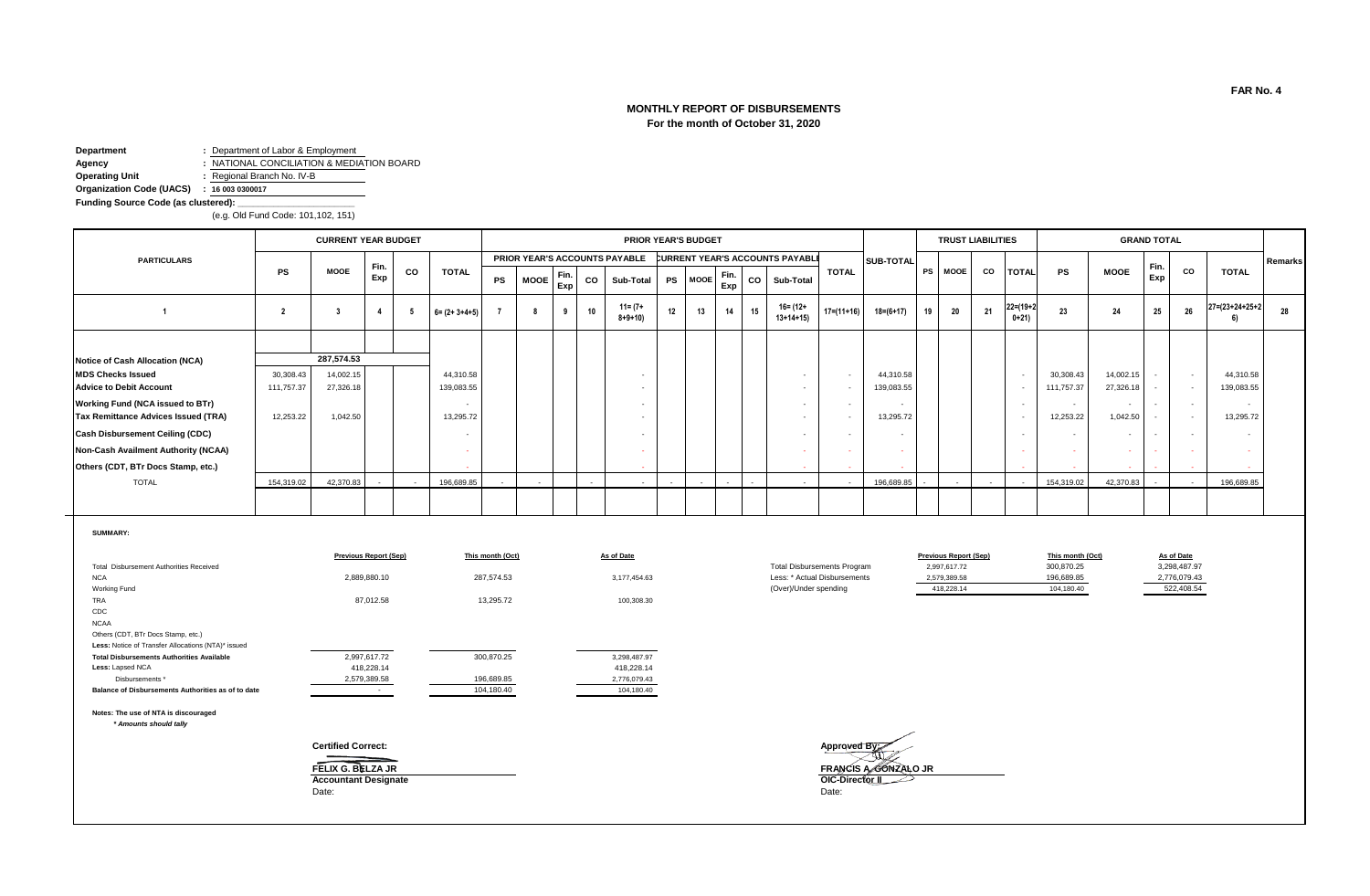FAR No. 4

# MONTHLY REPORT OF DISBURSEMENTS
## For the month of October 31, 2020

**Department** : Department of Labor & Employment
**Agency** : NATIONAL CONCILIATION & MEDIATION BOARD
**Operating Unit** : Regional Branch No. IV-B
**Organization Code (UACS)** : 16 003 0300017
**Funding Source Code (as clustered):**
(e.g. Old Fund Code: 101,102, 151)

| PARTICULARS | CURRENT YEAR BUDGET | | | | | PRIOR YEAR'S BUDGET | | | | | | | | | | | | SUB-TOTAL | TRUST LIABILITIES | | | | GRAND TOTAL | | | | | Remarks |
|---|---|---|---|---|---|---|---|---|---|---|---|---|---|---|---|---|---|---|---|---|---|---|---|---|---|---|---|---|
| | | | | | | PRIOR YEAR'S ACCOUNTS PAYABLE | | | | | CURRENT YEAR'S ACCOUNTS PAYABLE | | | | | TOTAL | | | | | | | | | | | | |
| | PS | MOOE | Fin. Exp | CO | TOTAL | PS | MOOE | Fin. Exp | CO | Sub-Total | PS | MOOE | Fin. Exp | CO | Sub-Total | | | | PS | MOOE | CO | TOTAL | PS | MOOE | Fin. Exp | CO | TOTAL | |
| 1 | 2 | 3 | 4 | 5 | 6= (2+ 3+4+5) | 7 | 8 | 9 | 10 | 11= (7+ 8+9+10) | 12 | 13 | 14 | 15 | 16= (12+ 13+14+15) | 17=(11+16) | 18=(6+17) | 19 | 20 | 21 | 22=(19+20+21) | 23 | 24 | 25 | 26 | 27=(23+24+25+26) | 28 |
| Notice of Cash Allocation (NCA) | | 287,574.53 | | | | | | | | | | | | | | | | | | | | | | | | | |
| MDS Checks Issued | 30,308.43 | 14,002.15 | | | 44,310.58 | | | | | - | | | | | - | - | 44,310.58 | | | | - | 30,308.43 | 14,002.15 | - | - | 44,310.58 | |
| Advice to Debit Account | 111,757.37 | 27,326.18 | | | 139,083.55 | | | | | - | | | | | - | - | 139,083.55 | | | | - | 111,757.37 | 27,326.18 | - | - | 139,083.55 | |
| Working Fund (NCA issued to BTr) | | | | | - | | | | | - | | | | | - | - | - | | | | - | - | - | - | - | - | |
| Tax Remittance Advices Issued (TRA) | 12,253.22 | 1,042.50 | | | 13,295.72 | | | | | - | | | | | - | - | 13,295.72 | | | | - | 12,253.22 | 1,042.50 | - | - | 13,295.72 | |
| Cash Disbursement Ceiling (CDC) | | | | | - | | | | | - | | | | | - | - | - | | | | - | - | - | - | - | - | |
| Non-Cash Availment Authority (NCAA) | | | | | - | | | | | - | | | | | - | - | - | | | | - | - | - | - | - | - | |
| Others (CDT, BTr Docs Stamp, etc.) | | | | | - | | | | | - | | | | | - | - | - | | | | - | - | - | - | - | - | |
| TOTAL | 154,319.02 | 42,370.83 | - | - | 196,689.85 | - | - | | - | - | - | - | - | - | - | - | 196,689.85 | - | - | - | - | 154,319.02 | 42,370.83 | - | - | 196,689.85 | |

**SUMMARY:**

| | Previous Report (Sep) | This month (Oct) | As of Date |
|---|---|---|---|
| Total Disbursement Authorities Received | | | |
| NCA | 2,889,880.10 | 287,574.53 | 3,177,454.63 |
| Working Fund | | | |
| TRA | 87,012.58 | 13,295.72 | 100,308.30 |
| CDC | | | |
| NCAA | | | |
| Others (CDT, BTr Docs Stamp, etc.) | | | |
| **Less:** Notice of Transfer Allocations (NTA)* issued | | | |
| **Total Disbursements Authorities Available** | 2,997,617.72 | 300,870.25 | 3,298,487.97 |
| **Less:** Lapsed NCA | 418,228.14 | | 418,228.14 |
| Disbursements * | 2,579,389.58 | 196,689.85 | 2,776,079.43 |
| **Balance of Disbursements Authorities as of to date** | - | 104,180.40 | 104,180.40 |

| | Previous Report (Sep) | This month (Oct) | As of Date |
|---|---|---|---|
| Total Disbursements Program | 2,997,617.72 | 300,870.25 | 3,298,487.97 |
| Less: * Actual Disbursements | 2,579,389.58 | 196,689.85 | 2,776,079.43 |
| (Over)/Under spending | 418,228.14 | 104,180.40 | 522,408.54 |

**Notes: The use of NTA is discouraged**
***Amounts should tally***

**Certified Correct:**

**FELIX G. BELZA JR**
**Accountant Designate**
Date:

**Approved By:**

**FRANCIS A. GONZALO JR**
**OIC-Director II**
Date: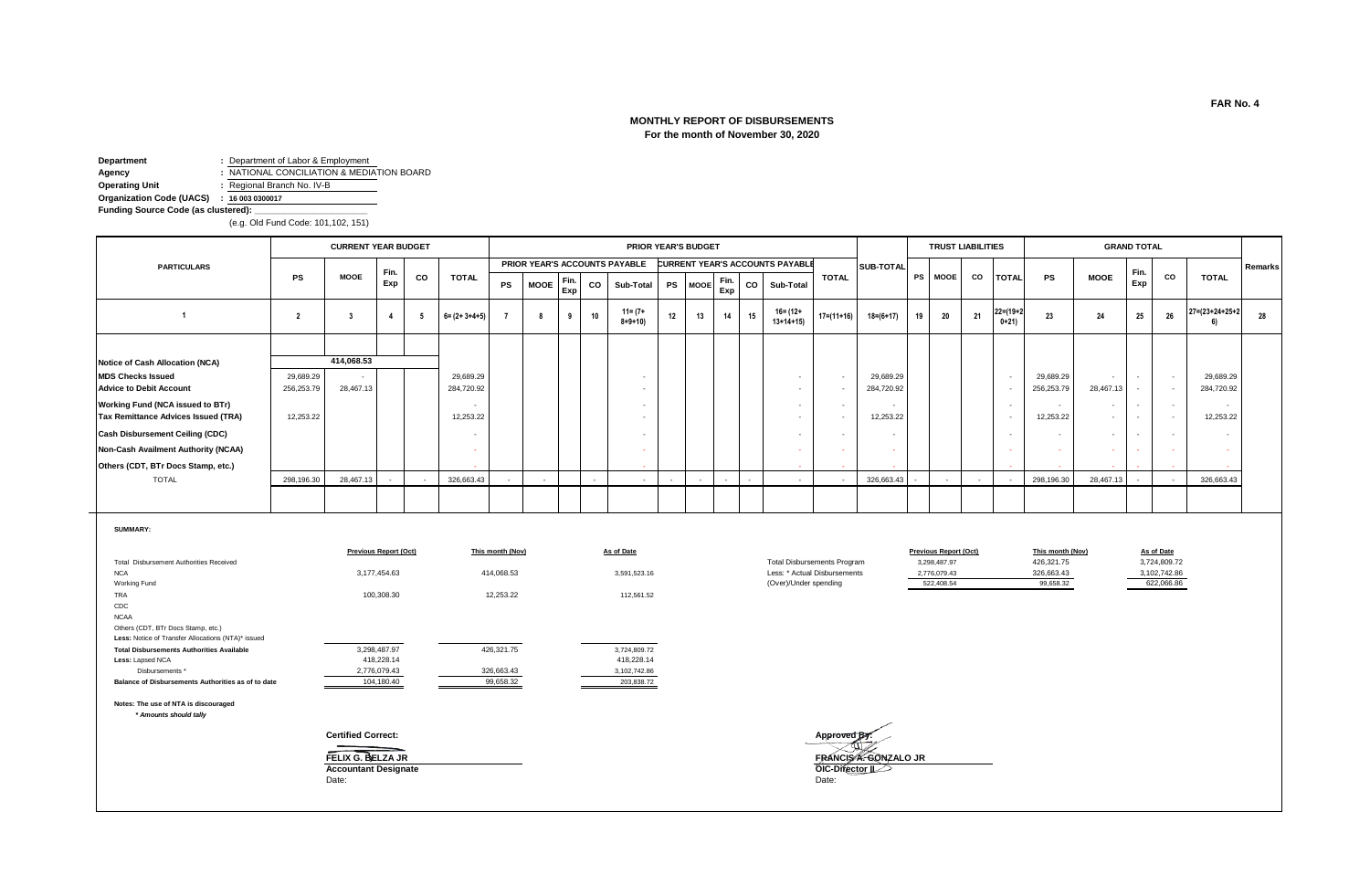FAR No. 4

## MONTHLY REPORT OF DISBURSEMENTS
**For the month of November 30, 2020**

**Department** : Department of Labor & Employment
**Agency** : NATIONAL CONCILIATION & MEDIATION BOARD
**Operating Unit** : Regional Branch No. IV-B
**Organization Code (UACS)** : 16 003 0300017
**Funding Source Code (as clustered):** ____________
(e.g. Old Fund Code: 101,102, 151)

| PARTICULARS | CURRENT YEAR BUDGET | | | | | PRIOR YEAR'S BUDGET | | | | | | | | | | | | SUB-TOTAL | TRUST LIABILITIES | | | | GRAND TOTAL | | | | | Remarks |
|---|---|---|---|---|---|---|---|---|---|---|---|---|---|---|---|---|---|---|---|---|---|---|---|---|---|---|---|---|
| | | | | | | PRIOR YEAR'S ACCOUNTS PAYABLE | | | | | CURRENT YEAR'S ACCOUNTS PAYABLE | | | | | TOTAL | | | | | | | | | | | | |
| | PS | MOOE | Fin. Exp | CO | TOTAL | PS | MOOE | Fin. Exp | CO | Sub-Total | PS | MOOE | Fin. Exp | CO | Sub-Total | | | | PS | MOOE | CO | TOTAL | PS | MOOE | Fin. Exp | CO | TOTAL | |
| 1 | 2 | 3 | 4 | 5 | 6= (2+ 3+4+5) | 7 | 8 | 9 | 10 | 11= (7+ 8+9+10) | 12 | 13 | 14 | 15 | 16= (12+ 13+14+15) | 17=(11+16) | 18=(6+17) | | 19 | 20 | 21 | 22=(19+20+21) | 23 | 24 | 25 | 26 | 27=(23+24+25+26) | 28 |
| Notice of Cash Allocation (NCA) | | 414,068.53 | | | | | | | | | | | | | | | | | | | | | | | | | | |
| MDS Checks Issued | 29,689.29 | - | | | 29,689.29 | | | | | - | | | | | - | - | 29,689.29 | | | | | - | 29,689.29 | - | - | - | 29,689.29 | |
| Advice to Debit Account | 256,253.79 | 28,467.13 | | | 284,720.92 | | | | | - | | | | | - | - | 284,720.92 | | | | | - | 256,253.79 | 28,467.13 | - | - | 284,720.92 | |
| Working Fund (NCA issued to BTr) | | | | | - | | | | | - | | | | | - | - | - | | | | | - | - | - | - | - | - | |
| Tax Remittance Advices Issued (TRA) | 12,253.22 | | | | 12,253.22 | | | | | - | | | | | - | - | 12,253.22 | | | | | - | 12,253.22 | - | - | - | 12,253.22 | |
| Cash Disbursement Ceiling (CDC) | | | | | - | | | | | - | | | | | - | - | - | | | | | - | - | - | - | - | - | |
| Non-Cash Availment Authority (NCAA) | | | | | - | | | | | - | | | | | - | - | - | | | | | - | - | - | - | - | - | |
| Others (CDT, BTr Docs Stamp, etc.) | | | | | - | | | | | - | | | | | - | - | - | | | | | - | - | - | - | - | - | |
| TOTAL | 298,196.30 | 28,467.13 | - | - | 326,663.43 | - | - | | - | - | - | - | - | - | - | - | 326,663.43 | | - | - | - | - | 298,196.30 | 28,467.13 | - | - | 326,663.43 | |

**SUMMARY:**

| | Previous Report (Oct) | This month (Nov) | As of Date |
|---|---|---|---|
| Total Disbursement Authorities Received | | | |
| NCA | 3,177,454.63 | 414,068.53 | 3,591,523.16 |
| Working Fund | | | |
| TRA | 100,308.30 | 12,253.22 | 112,561.52 |
| CDC | | | |
| NCAA | | | |
| Others (CDT, BTr Docs Stamp, etc.) | | | |
| Less: Notice of Transfer Allocations (NTA)* issued | | | |
| **Total Disbursements Authorities Available** | 3,298,487.97 | 426,321.75 | 3,724,809.72 |
| **Less:** Lapsed NCA | 418,228.14 | | 418,228.14 |
| Disbursements * | 2,776,079.43 | 326,663.43 | 3,102,742.86 |
| **Balance of Disbursements Authorities as of to date** | 104,180.40 | 99,658.32 | 203,838.72 |

| | Previous Report (Oct) | This month (Nov) | As of Date |
|---|---|---|---|
| Total Disbursements Program | 3,298,487.97 | 426,321.75 | 3,724,809.72 |
| Less: * Actual Disbursements | 2,776,079.43 | 326,663.43 | 3,102,742.86 |
| (Over)/Under spending | 522,408.54 | 99,658.32 | 622,066.86 |

**Notes: The use of NTA is discouraged**
*** Amounts should tally**

**Certified Correct:**

**FELIX G. BELZA JR**
**Accountant Designate**
Date:

**Approved By:**

**FRANCIS A. GONZALO JR**
**OIC-Director II**
Date: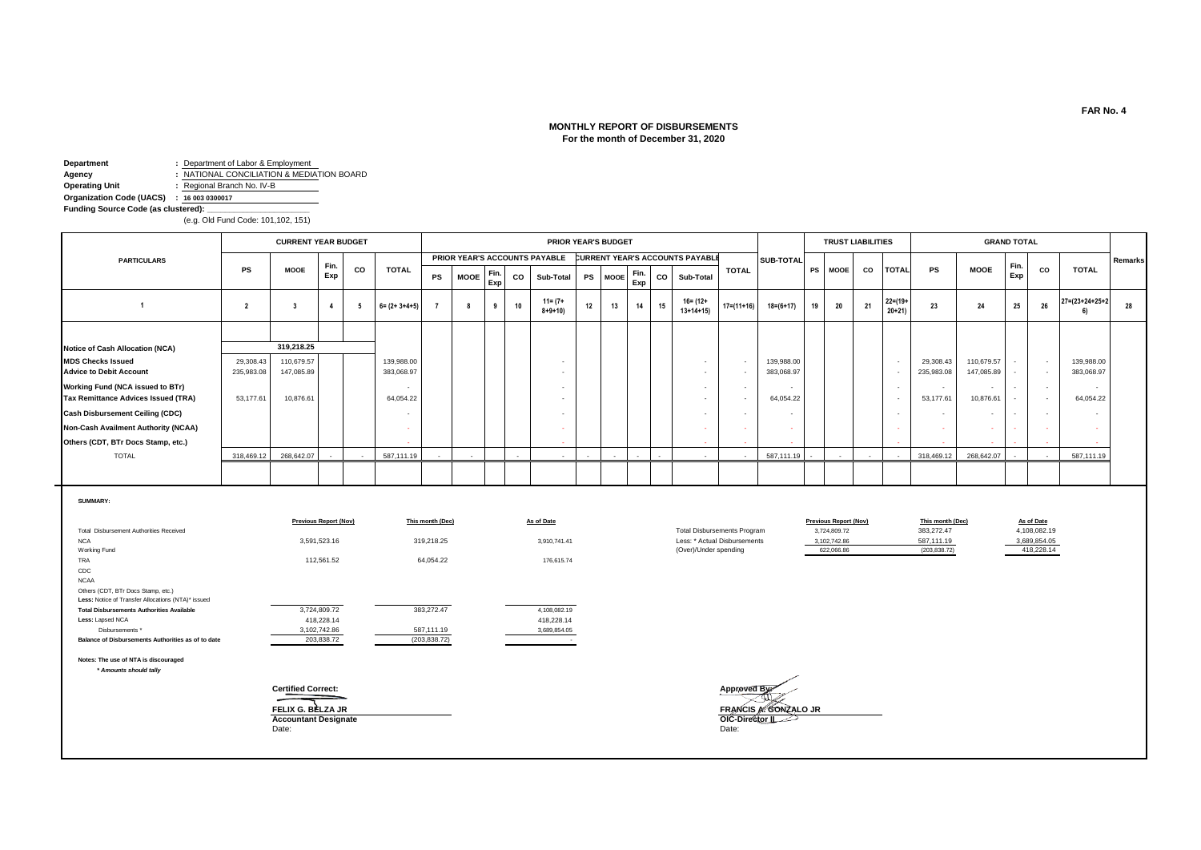FAR No. 4

## MONTHLY REPORT OF DISBURSEMENTS
**For the month of December 31, 2020**

**Department** : Department of Labor & Employment
**Agency** : NATIONAL CONCILIATION & MEDIATION BOARD
**Operating Unit** : Regional Branch No. IV-B
**Organization Code (UACS)** : 16 003 0300017
**Funding Source Code (as clustered):** ____________
(e.g. Old Fund Code: 101,102, 151)

| PARTICULARS | CURRENT YEAR BUDGET | | | | | PRIOR YEAR'S BUDGET | | | | | | | | | | | SUB-TOTAL | TRUST LIABILITIES | | | | GRAND TOTAL | | | | | Remarks |
|---|---|---|---|---|---|---|---|---|---|---|---|---|---|---|---|---|---|---|---|---|---|---|---|---|---|---|---|
| | | | | | | PRIOR YEAR'S ACCOUNTS PAYABLE | | | | | CURRENT YEAR'S ACCOUNTS PAYABLE | | | | | | | | | | | | | | | | |
| | PS | MOOE | Fin. Exp | CO | TOTAL | PS | MOOE | Fin. Exp | CO | Sub-Total | PS | MOOE | Fin. Exp | CO | Sub-Total | TOTAL | | PS | MOOE | CO | TOTAL | PS | MOOE | Fin. Exp | CO | TOTAL | |
| 1 | 2 | 3 | 4 | 5 | 6= (2+ 3+4+5) | 7 | 8 | 9 | 10 | 11= (7+ 8+9+10) | 12 | 13 | 14 | 15 | 16= (12+ 13+14+15) | 17=(11+16) | 18=(6+17) | 19 | 20 | 21 | 22=(19+ 20+21) | 23 | 24 | 25 | 26 | 27=(23+24+25+26) | 28 |
| Notice of Cash Allocation (NCA) | | 319,218.25 | | | | | | | | | | | | | | | | | | | | | | | | | |
| MDS Checks Issued | 29,308.43 | 110,679.57 | | | 139,988.00 | | | | | - | | | | | - | - | 139,988.00 | | | | - | 29,308.43 | 110,679.57 | - | - | 139,988.00 | |
| Advice to Debit Account | 235,983.08 | 147,085.89 | | | 383,068.97 | | | | | - | | | | | - | - | 383,068.97 | | | | - | 235,983.08 | 147,085.89 | - | - | 383,068.97 | |
| Working Fund (NCA issued to BTr) | | | | | - | | | | | - | | | | | - | - | - | | | | - | - | - | - | - | - | |
| Tax Remittance Advices Issued (TRA) | 53,177.61 | 10,876.61 | | | 64,054.22 | | | | | - | | | | | - | - | 64,054.22 | | | | - | 53,177.61 | 10,876.61 | - | - | 64,054.22 | |
| Cash Disbursement Ceiling (CDC) | | | | | - | | | | | - | | | | | - | - | - | | | | - | - | - | - | - | - | |
| Non-Cash Availment Authority (NCAA) | | | | | - | | | | | - | | | | | - | - | - | | | | - | - | - | - | - | - | |
| Others (CDT, BTr Docs Stamp, etc.) | | | | | - | | | | | - | | | | | - | - | - | | | | - | - | - | - | - | - | |
| TOTAL | 318,469.12 | 268,642.07 | - | - | 587,111.19 | - | - | | - | - | - | - | - | - | - | - | 587,111.19 | - | - | - | - | 318,469.12 | 268,642.07 | - | - | 587,111.19 | |

**SUMMARY:**

| | Previous Report (Nov) | This month (Dec) | As of Date |
|---|---|---|---|
| Total Disbursement Authorities Received | | | |
| NCA | 3,591,523.16 | 319,218.25 | 3,910,741.41 |
| Working Fund | | | |
| TRA | 112,561.52 | 64,054.22 | 176,615.74 |
| CDC | | | |
| NCAA | | | |
| Others (CDT, BTr Docs Stamp, etc.) | | | |
| Less: Notice of Transfer Allocations (NTA)* issued | | | |
| Total Disbursements Authorities Available | 3,724,809.72 | 383,272.47 | 4,108,082.19 |
| Less: Lapsed NCA | 418,228.14 | | 418,228.14 |
| Disbursements * | 3,102,742.86 | 587,111.19 | 3,689,854.05 |
| Balance of Disbursements Authorities as of to date | 203,838.72 | (203,838.72) | - |

| | Previous Report (Nov) | This month (Dec) | As of Date |
|---|---|---|---|
| Total Disbursements Program | 3,724,809.72 | 383,272.47 | 4,108,082.19 |
| Less: * Actual Disbursements | 3,102,742.86 | 587,111.19 | 3,689,854.05 |
| (Over)/Under spending | 622,066.86 | (203,838.72) | 418,228.14 |

**Notes: The use of NTA is discouraged**
*** Amounts should tally**

**Certified Correct:**

**FELIX G. BELZA JR**
**Accountant Designate**
Date:

**Approved By:**

**FRANCIS A. GONZALO JR**
**OIC-Director II**
Date: